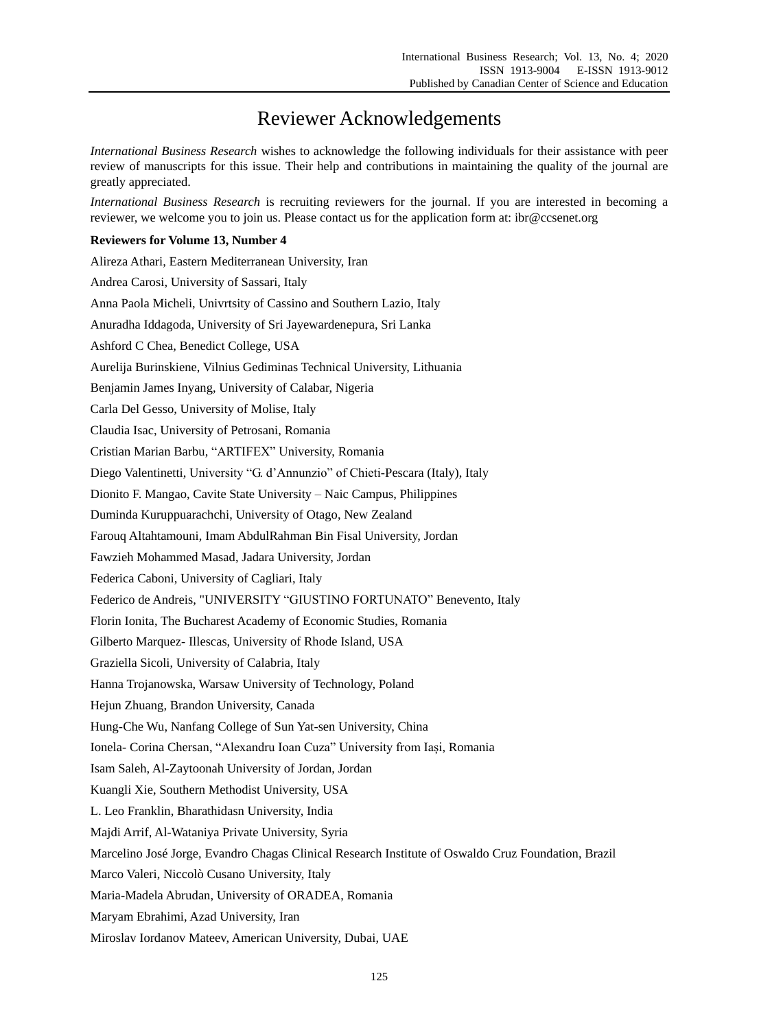# Reviewer Acknowledgements

*International Business Research* wishes to acknowledge the following individuals for their assistance with peer review of manuscripts for this issue. Their help and contributions in maintaining the quality of the journal are greatly appreciated.

*International Business Research* is recruiting reviewers for the journal. If you are interested in becoming a reviewer, we welcome you to join us. Please contact us for the application form at: ibr@ccsenet.org

**Reviewers for Volume 13, Number 4**

Alireza Athari, Eastern Mediterranean University, Iran

Andrea Carosi, University of Sassari, Italy

Anna Paola Micheli, Univrtsity of Cassino and Southern Lazio, Italy

Anuradha Iddagoda, University of Sri Jayewardenepura, Sri Lanka

Ashford C Chea, Benedict College, USA

Aurelija Burinskiene, Vilnius Gediminas Technical University, Lithuania

Benjamin James Inyang, University of Calabar, Nigeria

Carla Del Gesso, University of Molise, Italy

Claudia Isac, University of Petrosani, Romania

Cristian Marian Barbu, "ARTIFEX" University, Romania

Diego Valentinetti, University "G. d'Annunzio" of Chieti-Pescara (Italy), Italy

Dionito F. Mangao, Cavite State University – Naic Campus, Philippines

Duminda Kuruppuarachchi, University of Otago, New Zealand

Farouq Altahtamouni, Imam AbdulRahman Bin Fisal University, Jordan

Fawzieh Mohammed Masad, Jadara University, Jordan

Federica Caboni, University of Cagliari, Italy

Federico de Andreis, "UNIVERSITY "GIUSTINO FORTUNATO" Benevento, Italy

Florin Ionita, The Bucharest Academy of Economic Studies, Romania

Gilberto Marquez- Illescas, University of Rhode Island, USA

Graziella Sicoli, University of Calabria, Italy

Hanna Trojanowska, Warsaw University of Technology, Poland

Hejun Zhuang, Brandon University, Canada

Hung-Che Wu, Nanfang College of Sun Yat-sen University, China

Ionela- Corina Chersan, "Alexandru Ioan Cuza" University from Iași, Romania

Isam Saleh, Al-Zaytoonah University of Jordan, Jordan

Kuangli Xie, Southern Methodist University, USA

L. Leo Franklin, Bharathidasn University, India

Majdi Arrif, Al-Wataniya Private University, Syria

Marcelino José Jorge, Evandro Chagas Clinical Research Institute of Oswaldo Cruz Foundation, Brazil

Marco Valeri, Niccolò Cusano University, Italy

Maria-Madela Abrudan, University of ORADEA, Romania

Maryam Ebrahimi, Azad University, Iran

Miroslav Iordanov Mateev, American University, Dubai, UAE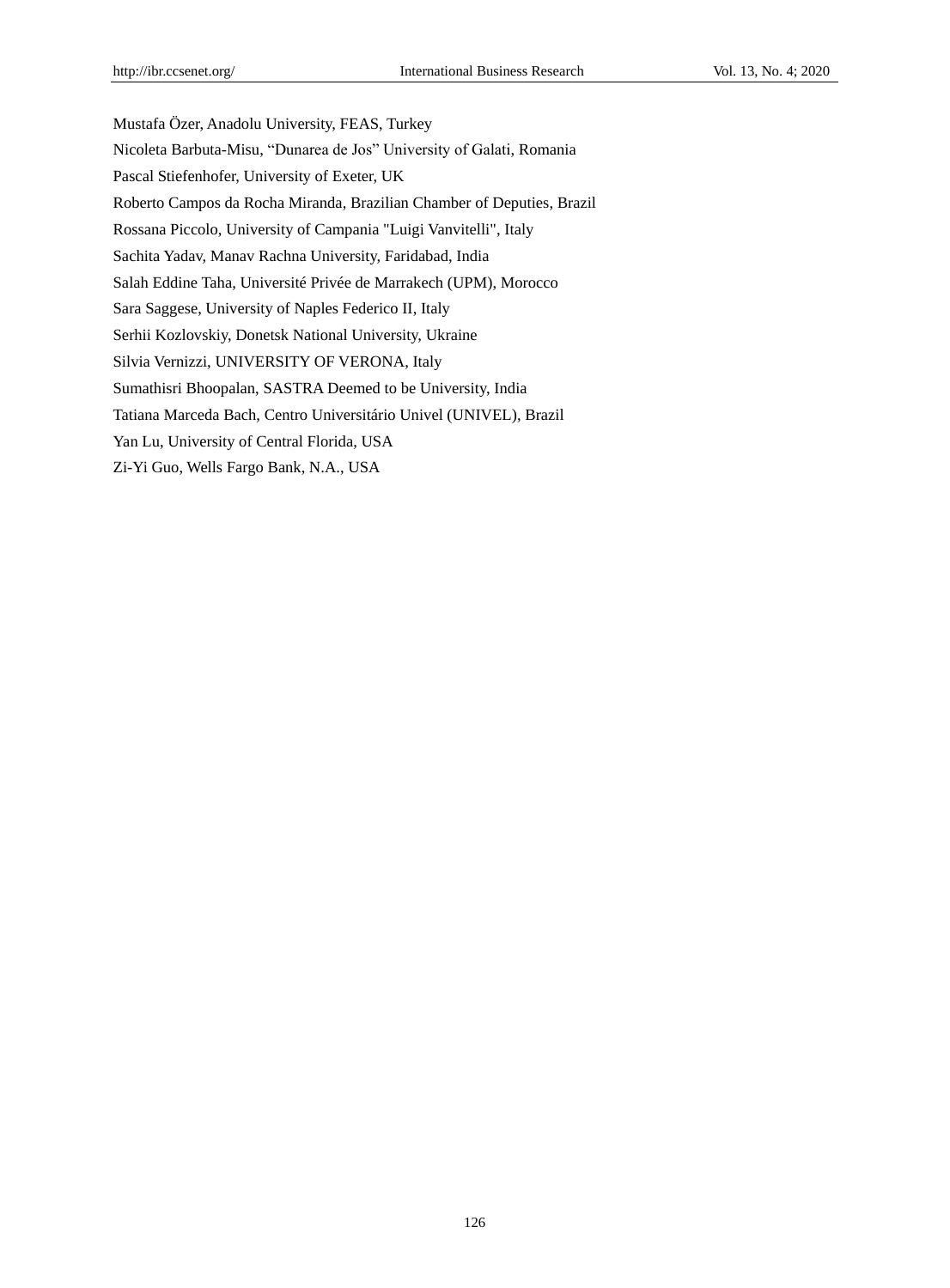Mustafa Özer, Anadolu University, FEAS, Turkey

Nicoleta Barbuta-Misu, “Dunarea de Jos” University of Galati, Romania

Pascal Stiefenhofer, University of Exeter, UK

Roberto Campos da Rocha Miranda, Brazilian Chamber of Deputies, Brazil

Rossana Piccolo, University of Campania "Luigi Vanvitelli", Italy

Sachita Yadav, Manav Rachna University, Faridabad, India

Salah Eddine Taha, Université Privée de Marrakech (UPM), Morocco

Sara Saggese, University of Naples Federico II, Italy

Serhii Kozlovskiy, Donetsk National University, Ukraine

Silvia Vernizzi, UNIVERSITY OF VERONA, Italy

Sumathisri Bhoopalan, SASTRA Deemed to be University, India

Tatiana Marceda Bach, Centro Universitário Univel (UNIVEL), Brazil

Yan Lu, University of Central Florida, USA

Zi-Yi Guo, Wells Fargo Bank, N.A., USA